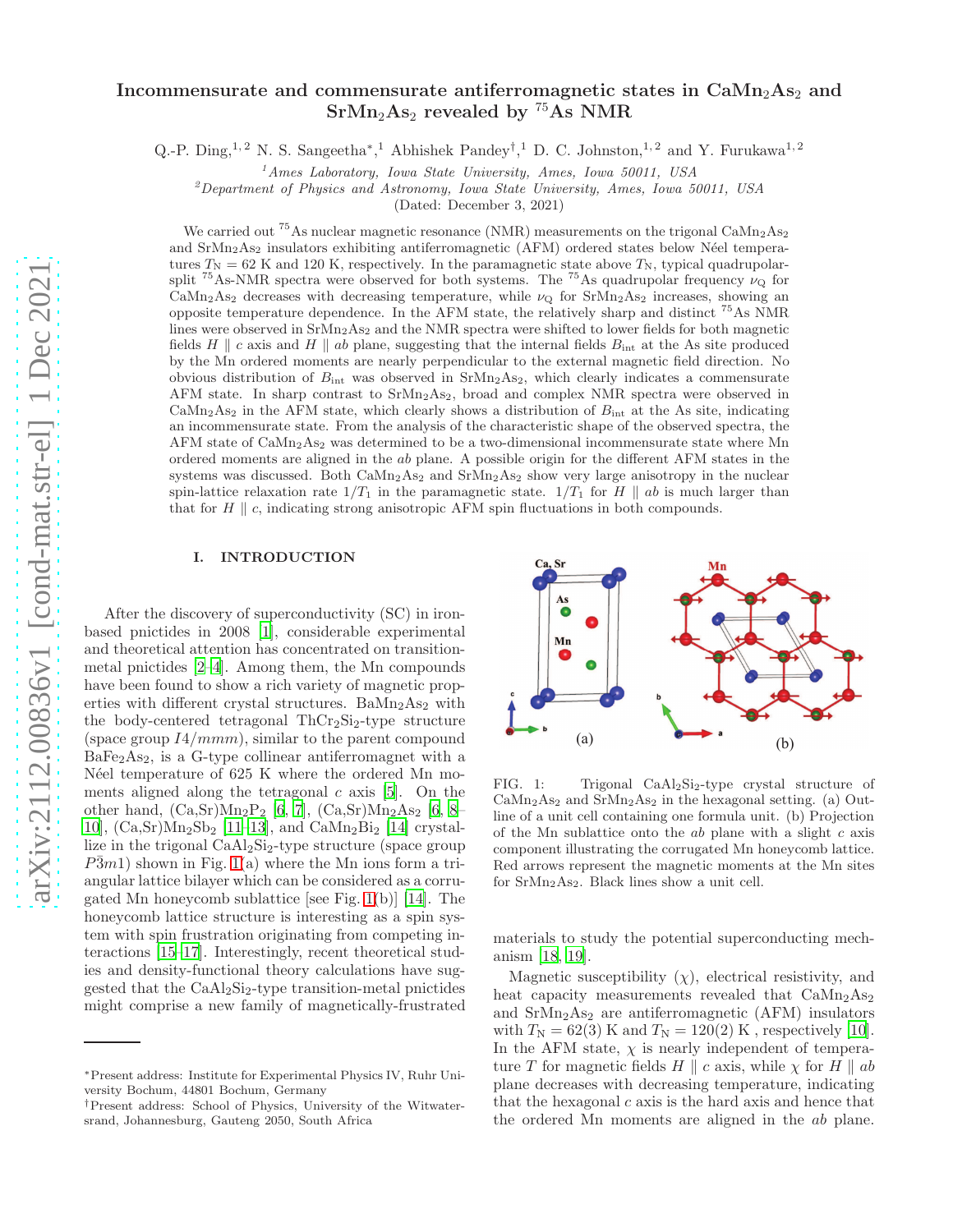# Incommensurate and commensurate antiferromagnetic states in $CaMn_2As_2$ and $SrMn_2As_2$ revealed by $^{75}$As NMR

Q.-P. Ding,[1,2] N. S. Sangeetha*,[1] Abhishek Pandey†,[1] D. C. Johnston,[1,2] and Y. Furukawa[1,2]

[1]Ames Laboratory, Iowa State University, Ames, Iowa 50011, USA

[2]Department of Physics and Astronomy, Iowa State University, Ames, Iowa 50011, USA

(Dated: December 3, 2021)

We carried out $^{75}$As nuclear magnetic resonance (NMR) measurements on the trigonal $CaMn_2As_2$ and $SrMn_2As_2$ insulators exhibiting antiferromagnetic (AFM) ordered states below Néel temperatures $T_N = 62$ K and 120 K, respectively. In the paramagnetic state above $T_N$, typical quadrupolar-split $^{75}$As-NMR spectra were observed for both systems. The $^{75}$As quadrupolar frequency $\nu_Q$ for $CaMn_2As_2$ decreases with decreasing temperature, while $\nu_Q$ for $SrMn_2As_2$ increases, showing an opposite temperature dependence. In the AFM state, the relatively sharp and distinct $^{75}$As NMR lines were observed in $SrMn_2As_2$ and the NMR spectra were shifted to lower fields for both magnetic fields $H \parallel c$ axis and $H \parallel ab$ plane, suggesting that the internal fields $B_{int}$ at the As site produced by the Mn ordered moments are nearly perpendicular to the external magnetic field direction. No obvious distribution of $B_{int}$ was observed in $SrMn_2As_2$, which clearly indicates a commensurate AFM state. In sharp contrast to $SrMn_2As_2$, broad and complex NMR spectra were observed in $CaMn_2As_2$ in the AFM state, which clearly shows a distribution of $B_{int}$ at the As site, indicating an incommensurate state. From the analysis of the characteristic shape of the observed spectra, the AFM state of $CaMn_2As_2$ was determined to be a two-dimensional incommensurate state where Mn ordered moments are aligned in the $ab$ plane. A possible origin for the different AFM states in the systems was discussed. Both $CaMn_2As_2$ and $SrMn_2As_2$ show very large anisotropy in the nuclear spin-lattice relaxation rate $1/T_1$ in the paramagnetic state. $1/T_1$ for $H \parallel ab$ is much larger than that for $H \parallel c$, indicating strong anisotropic AFM spin fluctuations in both compounds.

## I. INTRODUCTION

After the discovery of superconductivity (SC) in iron-based pnictides in 2008 [1], considerable experimental and theoretical attention has concentrated on transition-metal pnictides [2–4]. Among them, the Mn compounds have been found to show a rich variety of magnetic properties with different crystal structures. $BaMn_2As_2$ with the body-centered tetragonal $ThCr_2Si_2$-type structure (space group $I4/mmm$), similar to the parent compound $BaFe_2As_2$, is a G-type collinear antiferromagnet with a Néel temperature of 625 K where the ordered Mn moments aligned along the tetragonal $c$ axis [5]. On the other hand, $(Ca,Sr)Mn_2P_2$ [6, 7], $(Ca,Sr)Mn_2As_2$ [6, 8–10], $(Ca,Sr)Mn_2Sb_2$ [11–13], and $CaMn_2Bi_2$ [14] crystallize in the trigonal $CaAl_2Si_2$-type structure (space group $P\bar{3}m1$) shown in Fig. 1(a) where the Mn ions form a triangular lattice bilayer which can be considered as a corrugated Mn honeycomb sublattice [see Fig. 1(b)] [14]. The honeycomb lattice structure is interesting as a spin system with spin frustration originating from competing interactions [15–17]. Interestingly, recent theoretical studies and density-functional theory calculations have suggested that the $CaAl_2Si_2$-type transition-metal pnictides might comprise a new family of magnetically-frustrated materials to study the potential superconducting mechanism [18, 19].

FIG. 1: Trigonal $CaAl_2Si_2$-type crystal structure of $CaMn_2As_2$ and $SrMn_2As_2$ in the hexagonal setting. (a) Outline of a unit cell containing one formula unit. (b) Projection of the Mn sublattice onto the $ab$ plane with a slight $c$ axis component illustrating the corrugated Mn honeycomb lattice. Red arrows represent the magnetic moments at the Mn sites for $SrMn_2As_2$. Black lines show a unit cell.

Magnetic susceptibility ($\chi$), electrical resistivity, and heat capacity measurements revealed that $CaMn_2As_2$ and $SrMn_2As_2$ are antiferromagnetic (AFM) insulators with $T_N = 62(3)$ K and $T_N = 120(2)$ K , respectively [10]. In the AFM state, $\chi$ is nearly independent of temperature $T$ for magnetic fields $H \parallel c$ axis, while $\chi$ for $H \parallel ab$ plane decreases with decreasing temperature, indicating that the hexagonal $c$ axis is the hard axis and hence that the ordered Mn moments are aligned in the $ab$ plane.

*Present address: Institute for Experimental Physics IV, Ruhr University Bochum, 44801 Bochum, Germany

†Present address: School of Physics, University of the Witwatersrand, Johannesburg, Gauteng 2050, South Africa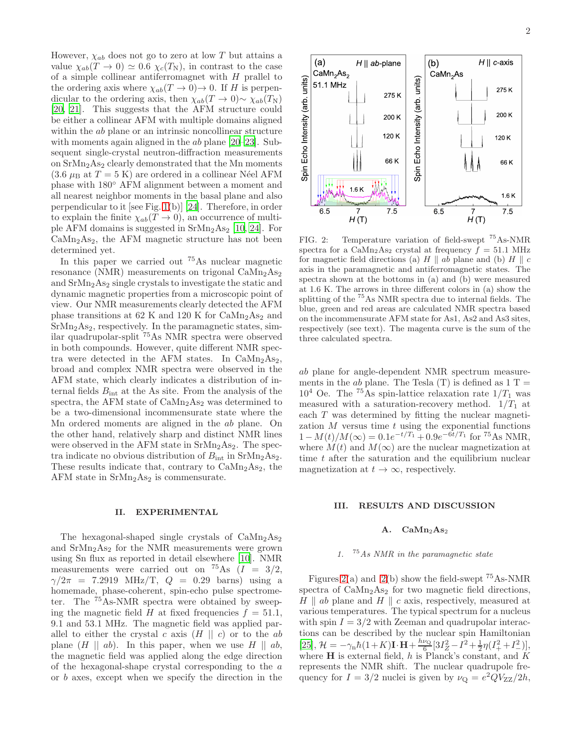However, $\chi_{ab}$ does not go to zero at low $T$ but attains a value $\chi_{ab}(T\to 0) \simeq 0.6\ \chi_c(T_N)$, in contrast to the case of a simple collinear antiferromagnet with $H$ prallel to the ordering axis where $\chi_{ab}(T\to 0)\to 0$. If $H$ is perpendicular to the ordering axis, then $\chi_{ab}(T\to 0)\sim \chi_{ab}(T_N)$ [20, 21]. This suggests that the AFM structure could be either a collinear AFM with multiple domains aligned within the $ab$ plane or an intrinsic noncollinear structure with moments again aligned in the $ab$ plane [20–23]. Subsequent single-crystal neutron-diffraction measurements on $SrMn_2As_2$ clearly demonstrated that the Mn moments (3.6 $\mu_B$ at $T = 5$ K) are ordered in a collinear Néel AFM phase with 180° AFM alignment between a moment and all nearest neighbor moments in the basal plane and also perpendicular to it [see Fig. 1(b)] [24]. Therefore, in order to explain the finite $\chi_{ab}(T\to 0)$, an occurrence of multiple AFM domains is suggested in $SrMn_2As_2$ [10, 24]. For $CaMn_2As_2$, the AFM magnetic structure has not been determined yet.

In this paper we carried out $^{75}$As nuclear magnetic resonance (NMR) measurements on trigonal $CaMn_2As_2$ and $SrMn_2As_2$ single crystals to investigate the static and dynamic magnetic properties from a microscopic point of view. Our NMR measurements clearly detected the AFM phase transitions at 62 K and 120 K for $CaMn_2As_2$ and $SrMn_2As_2$, respectively. In the paramagnetic states, similar quadrupolar-split $^{75}$As NMR spectra were observed in both compounds. However, quite different NMR spectra were detected in the AFM states. In $CaMn_2As_2$, broad and complex NMR spectra were observed in the AFM state, which clearly indicates a distribution of internal fields $B_{\rm int}$ at the As site. From the analysis of the spectra, the AFM state of $CaMn_2As_2$ was determined to be a two-dimensional incommensurate state where the Mn ordered moments are aligned in the $ab$ plane. On the other hand, relatively sharp and distinct NMR lines were observed in the AFM state in $SrMn_2As_2$. The spectra indicate no obvious distribution of $B_{\rm int}$ in $SrMn_2As_2$. These results indicate that, contrary to $CaMn_2As_2$, the AFM state in $SrMn_2As_2$ is commensurate.

## II. EXPERIMENTAL

The hexagonal-shaped single crystals of $CaMn_2As_2$ and $SrMn_2As_2$ for the NMR measurements were grown using Sn flux as reported in detail elsewhere [10]. NMR measurements were carried out on $^{75}$As ($I = 3/2$, $\gamma/2\pi = 7.2919$ MHz/T, $Q = 0.29$ barns) using a homemade, phase-coherent, spin-echo pulse spectrometer. The $^{75}$As-NMR spectra were obtained by sweeping the magnetic field $H$ at fixed frequencies $f = 51.1$, 9.1 and 53.1 MHz. The magnetic field was applied parallel to either the crystal $c$ axis ($H \parallel c$) or to the $ab$ plane ($H \parallel ab$). In this paper, when we use $H \parallel ab$, the magnetic field was applied along the edge direction of the hexagonal-shape crystal corresponding to the $a$ or $b$ axes, except when we specify the direction in the $ab$ plane for angle-dependent NMR spectrum measurements in the $ab$ plane. The Tesla (T) is defined as 1 T = $10^4$ Oe. The $^{75}$As spin-lattice relaxation rate $1/T_1$ was measured with a saturation-recovery method. $1/T_1$ at each $T$ was determined by fitting the nuclear magnetization $M$ versus time $t$ using the exponential functions $1 - M(t)/M(\infty) = 0.1e^{-t/T_1} + 0.9e^{-6t/T_1}$ for $^{75}$As NMR, where $M(t)$ and $M(\infty)$ are the nuclear magnetization at time $t$ after the saturation and the equilibrium nuclear magnetization at $t\to\infty$, respectively.

FIG. 2: Temperature variation of field-swept $^{75}$As-NMR spectra for a $CaMn_2As_2$ crystal at frequency $f = 51.1$ MHz for magnetic field directions (a) $H \parallel ab$ plane and (b) $H \parallel c$ axis in the paramagnetic and antiferromagnetic states. The spectra shown at the bottoms in (a) and (b) were measured at 1.6 K. The arrows in three different colors in (a) show the splitting of the $^{75}$As NMR spectra due to internal fields. The blue, green and red areas are calculated NMR spectra based on the incommensurate AFM state for As1, As2 and As3 sites, respectively (see text). The magenta curve is the sum of the three calculated spectra.

## III. RESULTS AND DISCUSSION

### A. $CaMn_2As_2$

#### 1. $^{75}$As NMR in the paramagnetic state

Figures 2(a) and 2(b) show the field-swept $^{75}$As-NMR spectra of $CaMn_2As_2$ for two magnetic field directions, $H \parallel ab$ plane and $H \parallel c$ axis, respectively, measured at various temperatures. The typical spectrum for a nucleus with spin $I = 3/2$ with Zeeman and quadrupolar interactions can be described by the nuclear spin Hamiltonian [25], $\mathcal{H} = -\gamma_n\hbar(1+K)\mathbf{I}\cdot\mathbf{H} + \frac{h\nu_Q}{6}[3I_Z^2 - I^2 + \frac{1}{2}\eta(I_+^2 + I_-^2)]$, where $\mathbf{H}$ is external field, $h$ is Planck's constant, and $K$ represents the NMR shift. The nuclear quadrupole frequency for $I = 3/2$ nuclei is given by $\nu_Q = e^2QV_{ZZ}/2h$,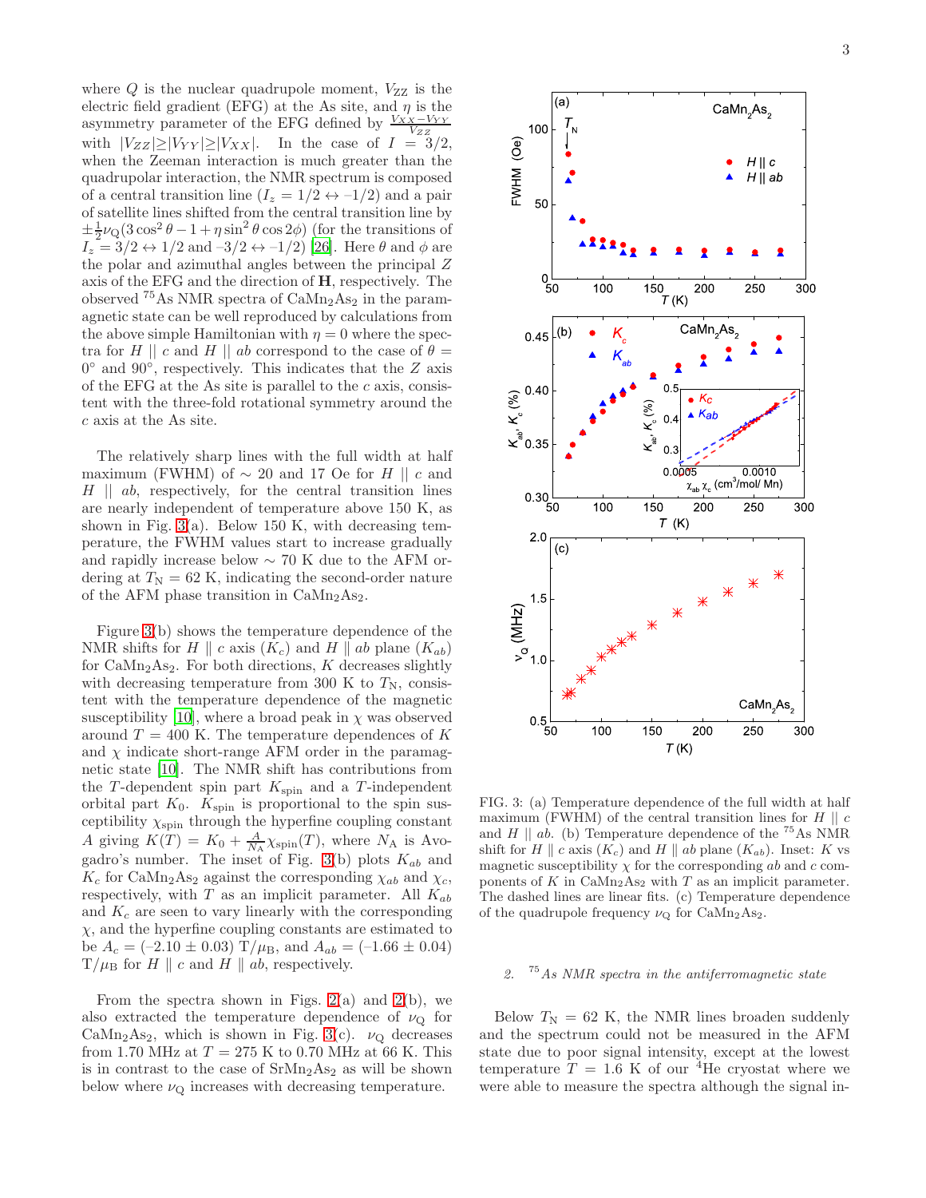where $Q$ is the nuclear quadrupole moment, $V_{ZZ}$ is the electric field gradient (EFG) at the As site, and $\eta$ is the asymmetry parameter of the EFG defined by $\frac{V_{XX}-V_{YY}}{V_{ZZ}}$ with $|V_{ZZ}| \geq |V_{YY}| \geq |V_{XX}|$. In the case of $I = 3/2$, when the Zeeman interaction is much greater than the quadrupolar interaction, the NMR spectrum is composed of a central transition line ($I_z = 1/2 \leftrightarrow -1/2$) and a pair of satellite lines shifted from the central transition line by $\pm\frac{1}{2}\nu_{\rm Q}(3\cos^2\theta - 1 + \eta\sin^2\theta\cos 2\phi)$ (for the transitions of $I_z = 3/2 \leftrightarrow 1/2$ and $-3/2 \leftrightarrow -1/2$) [26]. Here $\theta$ and $\phi$ are the polar and azimuthal angles between the principal $Z$ axis of the EFG and the direction of $\mathbf{H}$, respectively. The observed $^{75}$As NMR spectra of $CaMn_2As_2$ in the paramagnetic state can be well reproduced by calculations from the above simple Hamiltonian with $\eta = 0$ where the spectra for $H \parallel c$ and $H \parallel ab$ correspond to the case of $\theta = 0^\circ$ and $90^\circ$, respectively. This indicates that the $Z$ axis of the EFG at the As site is parallel to the $c$ axis, consistent with the three-fold rotational symmetry around the $c$ axis at the As site.

The relatively sharp lines with the full width at half maximum (FWHM) of $\sim$ 20 and 17 Oe for $H \parallel c$ and $H \parallel ab$, respectively, for the central transition lines are nearly independent of temperature above 150 K, as shown in Fig. 3(a). Below 150 K, with decreasing temperature, the FWHM values start to increase gradually and rapidly increase below $\sim$ 70 K due to the AFM ordering at $T_{\rm N}$ = 62 K, indicating the second-order nature of the AFM phase transition in $CaMn_2As_2$.

Figure 3(b) shows the temperature dependence of the NMR shifts for $H \parallel c$ axis ($K_c$) and $H \parallel ab$ plane ($K_{ab}$) for $CaMn_2As_2$. For both directions, $K$ decreases slightly with decreasing temperature from 300 K to $T_{\rm N}$, consistent with the temperature dependence of the magnetic susceptibility [10], where a broad peak in $\chi$ was observed around $T$ = 400 K. The temperature dependences of $K$ and $\chi$ indicate short-range AFM order in the paramagnetic state [10]. The NMR shift has contributions from the $T$-dependent spin part $K_{\rm spin}$ and a $T$-independent orbital part $K_0$. $K_{\rm spin}$ is proportional to the spin susceptibility $\chi_{\rm spin}$ through the hyperfine coupling constant $A$ giving $K(T) = K_0 + \frac{A}{N_{\rm A}}\chi_{\rm spin}(T)$, where $N_{\rm A}$ is Avogadro's number. The inset of Fig. 3(b) plots $K_{ab}$ and $K_c$ for $CaMn_2As_2$ against the corresponding $\chi_{ab}$ and $\chi_c$, respectively, with $T$ as an implicit parameter. All $K_{ab}$ and $K_c$ are seen to vary linearly with the corresponding $\chi$, and the hyperfine coupling constants are estimated to be $A_c = (-2.10 \pm 0.03)$ T/$\mu_{\rm B}$, and $A_{ab} = (-1.66 \pm 0.04)$ T/$\mu_{\rm B}$ for $H \parallel c$ and $H \parallel ab$, respectively.

From the spectra shown in Figs. 2(a) and 2(b), we also extracted the temperature dependence of $\nu_{\rm Q}$ for $CaMn_2As_2$, which is shown in Fig. 3(c). $\nu_{\rm Q}$ decreases from 1.70 MHz at $T$ = 275 K to 0.70 MHz at 66 K. This is in contrast to the case of $SrMn_2As_2$ as will be shown below where $\nu_{\rm Q}$ increases with decreasing temperature.

FIG. 3: (a) Temperature dependence of the full width at half maximum (FWHM) of the central transition lines for $H \parallel c$ and $H \parallel ab$. (b) Temperature dependence of the $^{75}$As NMR shift for $H \parallel c$ axis ($K_c$) and $H \parallel ab$ plane ($K_{ab}$). Inset: $K$ vs magnetic susceptibility $\chi$ for the corresponding $ab$ and $c$ components of $K$ in $CaMn_2As_2$ with $T$ as an implicit parameter. The dashed lines are linear fits. (c) Temperature dependence of the quadrupole frequency $\nu_{\rm Q}$ for $CaMn_2As_2$.

### 2. $^{75}$As NMR spectra in the antiferromagnetic state

Below $T_{\rm N}$ = 62 K, the NMR lines broaden suddenly and the spectrum could not be measured in the AFM state due to poor signal intensity, except at the lowest temperature $T$ = 1.6 K of our $^4$He cryostat where we were able to measure the spectra although the signal in-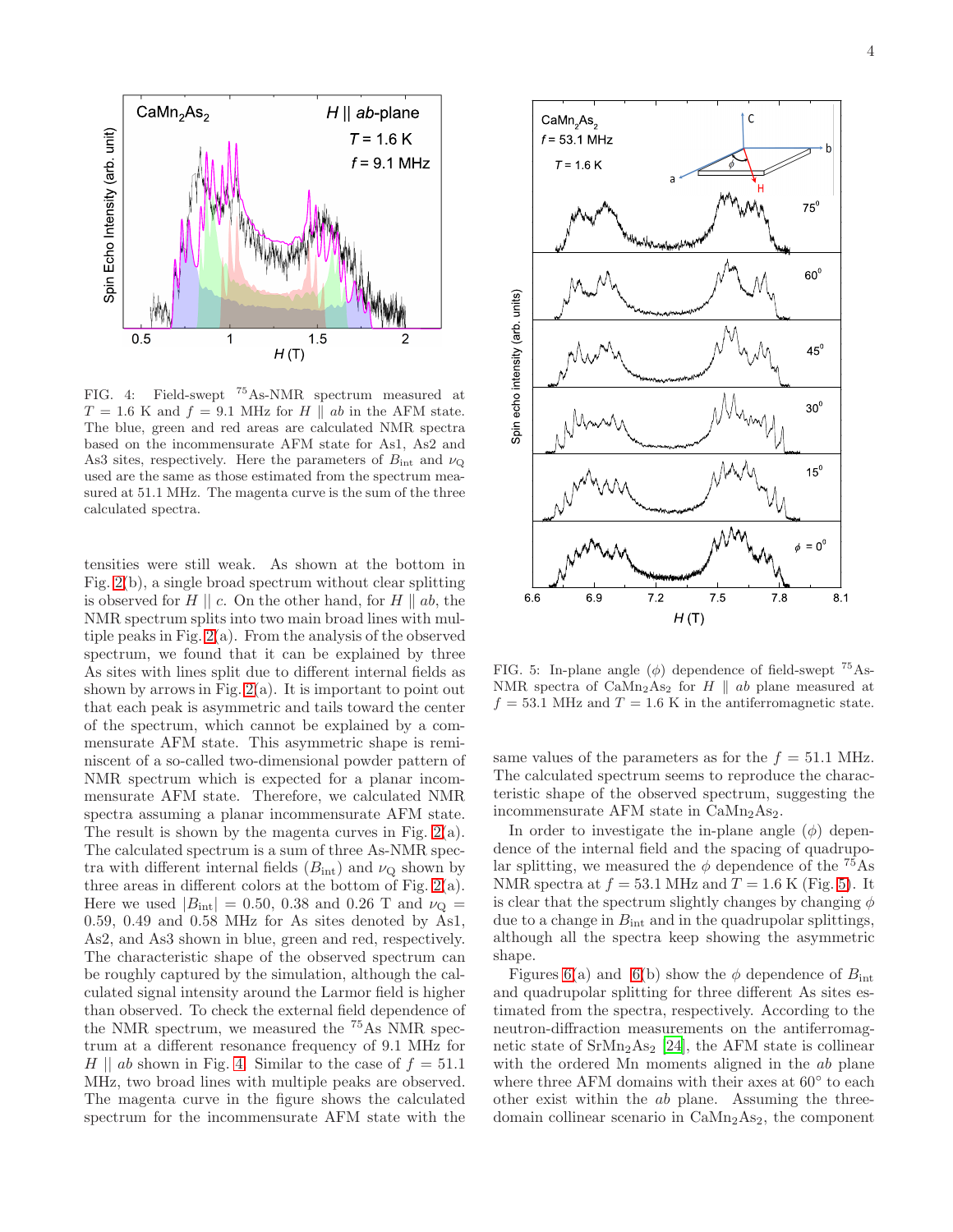FIG. 4: Field-swept $^{75}$As-NMR spectrum measured at $T$ = 1.6 K and $f$ = 9.1 MHz for $H \parallel ab$ in the AFM state. The blue, green and red areas are calculated NMR spectra based on the incommensurate AFM state for As1, As2 and As3 sites, respectively. Here the parameters of $B_{\rm int}$ and $\nu_{\rm Q}$ used are the same as those estimated from the spectrum measured at 51.1 MHz. The magenta curve is the sum of the three calculated spectra.

tensities were still weak. As shown at the bottom in Fig. 2(b), a single broad spectrum without clear splitting is observed for $H \parallel c$. On the other hand, for $H \parallel ab$, the NMR spectrum splits into two main broad lines with multiple peaks in Fig. 2(a). From the analysis of the observed spectrum, we found that it can be explained by three As sites with lines split due to different internal fields as shown by arrows in Fig. 2(a). It is important to point out that each peak is asymmetric and tails toward the center of the spectrum, which cannot be explained by a commensurate AFM state. This asymmetric shape is reminiscent of a so-called two-dimensional powder pattern of NMR spectrum which is expected for a planar incommensurate AFM state. Therefore, we calculated NMR spectra assuming a planar incommensurate AFM state. The result is shown by the magenta curves in Fig. 2(a). The calculated spectrum is a sum of three As-NMR spectra with different internal fields ($B_{\rm int}$) and $\nu_{\rm Q}$ shown by three areas in different colors at the bottom of Fig. 2(a). Here we used $|B_{\rm int}|$ = 0.50, 0.38 and 0.26 T and $\nu_{\rm Q}$ = 0.59, 0.49 and 0.58 MHz for As sites denoted by As1, As2, and As3 shown in blue, green and red, respectively. The characteristic shape of the observed spectrum can be roughly captured by the simulation, although the calculated signal intensity around the Larmor field is higher than observed. To check the external field dependence of the NMR spectrum, we measured the $^{75}$As NMR spectrum at a different resonance frequency of 9.1 MHz for $H \parallel ab$ shown in Fig. 4. Similar to the case of $f$ = 51.1 MHz, two broad lines with multiple peaks are observed. The magenta curve in the figure shows the calculated spectrum for the incommensurate AFM state with the same values of the parameters as for the $f$ = 51.1 MHz. The calculated spectrum seems to reproduce the characteristic shape of the observed spectrum, suggesting the incommensurate AFM state in $\rm CaMn_2As_2$.

FIG. 5: In-plane angle ($\phi$) dependence of field-swept $^{75}$As-NMR spectra of $\rm CaMn_2As_2$ for $H \parallel ab$ plane measured at $f$ = 53.1 MHz and $T$ = 1.6 K in the antiferromagnetic state.

In order to investigate the in-plane angle ($\phi$) dependence of the internal field and the spacing of quadrupolar splitting, we measured the $\phi$ dependence of the $^{75}$As NMR spectra at $f$ = 53.1 MHz and $T$ = 1.6 K (Fig. 5). It is clear that the spectrum slightly changes by changing $\phi$ due to a change in $B_{\rm int}$ and in the quadrupolar splittings, although all the spectra keep showing the asymmetric shape.

Figures 6(a) and 6(b) show the $\phi$ dependence of $B_{\rm int}$ and quadrupolar splitting for three different As sites estimated from the spectra, respectively. According to the neutron-diffraction measurements on the antiferromagnetic state of $\rm SrMn_2As_2$ [24], the AFM state is collinear with the ordered Mn moments aligned in the $ab$ plane where three AFM domains with their axes at 60° to each other exist within the $ab$ plane. Assuming the three-domain collinear scenario in $\rm CaMn_2As_2$, the component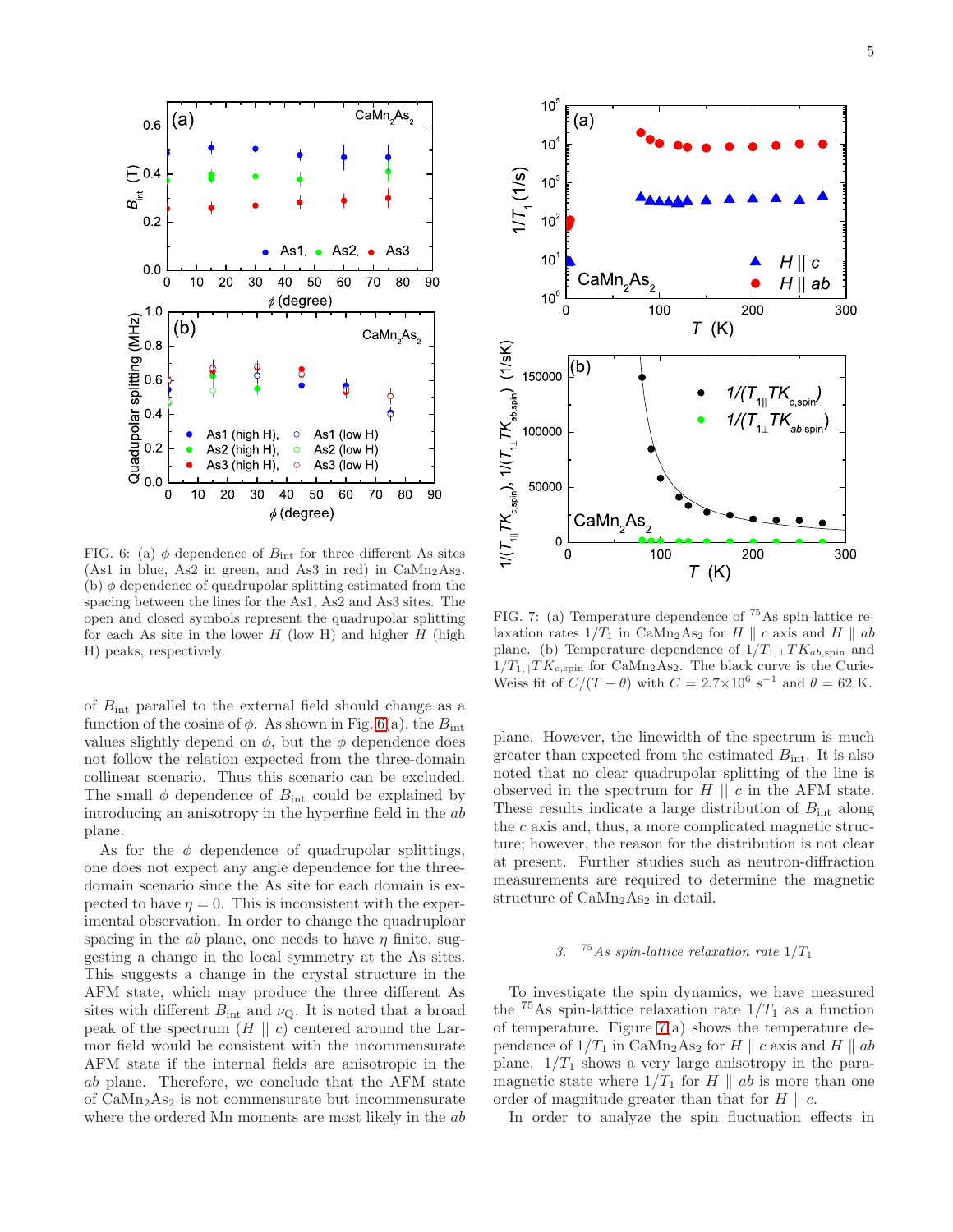FIG. 6: (a) $\phi$ dependence of $B_{\rm int}$ for three different As sites (As1 in blue, As2 in green, and As3 in red) in $CaMn_2As_2$. (b) $\phi$ dependence of quadrupolar splitting estimated from the spacing between the lines for the As1, As2 and As3 sites. The open and closed symbols represent the quadrupolar splitting for each As site in the lower $H$ (low H) and higher $H$ (high H) peaks, respectively.

of $B_{\rm int}$ parallel to the external field should change as a function of the cosine of $\phi$. As shown in Fig. 6(a), the $B_{\rm int}$ values slightly depend on $\phi$, but the $\phi$ dependence does not follow the relation expected from the three-domain collinear scenario. Thus this scenario can be excluded. The small $\phi$ dependence of $B_{\rm int}$ could be explained by introducing an anisotropy in the hyperfine field in the $ab$ plane.

As for the $\phi$ dependence of quadrupolar splittings, one does not expect any angle dependence for the three-domain scenario since the As site for each domain is expected to have $\eta = 0$. This is inconsistent with the experimental observation. In order to change the quadruploar spacing in the $ab$ plane, one needs to have $\eta$ finite, suggesting a change in the local symmetry at the As sites. This suggests a change in the crystal structure in the AFM state, which may produce the three different As sites with different $B_{\rm int}$ and $\nu_{\rm Q}$. It is noted that a broad peak of the spectrum ($H$ || $c$) centered around the Larmor field would be consistent with the incommensurate AFM state if the internal fields are anisotropic in the $ab$ plane. Therefore, we conclude that the AFM state of $CaMn_2As_2$ is not commensurate but incommensurate where the ordered Mn moments are most likely in the $ab$ plane. However, the linewidth of the spectrum is much greater than expected from the estimated $B_{\rm int}$. It is also noted that no clear quadrupolar splitting of the line is observed in the spectrum for $H$ || $c$ in the AFM state. These results indicate a large distribution of $B_{\rm int}$ along the $c$ axis and, thus, a more complicated magnetic structure; however, the reason for the distribution is not clear at present. Further studies such as neutron-diffraction measurements are required to determine the magnetic structure of $CaMn_2As_2$ in detail.

FIG. 7: (a) Temperature dependence of $^{75}$As spin-lattice relaxation rates $1/T_1$ in $CaMn_2As_2$ for $H \parallel c$ axis and $H \parallel ab$ plane. (b) Temperature dependence of $1/T_{1,\perp}TK_{ab,{\rm spin}}$ and $1/T_{1,\parallel}TK_{c,{\rm spin}}$ for $CaMn_2As_2$. The black curve is the Curie-Weiss fit of $C/(T-\theta)$ with $C = 2.7\times10^6$ s$^{-1}$ and $\theta = 62$ K.

### 3. $^{75}$As spin-lattice relaxation rate $1/T_1$

To investigate the spin dynamics, we have measured the $^{75}$As spin-lattice relaxation rate $1/T_1$ as a function of temperature. Figure 7(a) shows the temperature dependence of $1/T_1$ in $CaMn_2As_2$ for $H \parallel c$ axis and $H \parallel ab$ plane. $1/T_1$ shows a very large anisotropy in the paramagnetic state where $1/T_1$ for $H \parallel ab$ is more than one order of magnitude greater than that for $H \parallel c$.

In order to analyze the spin fluctuation effects in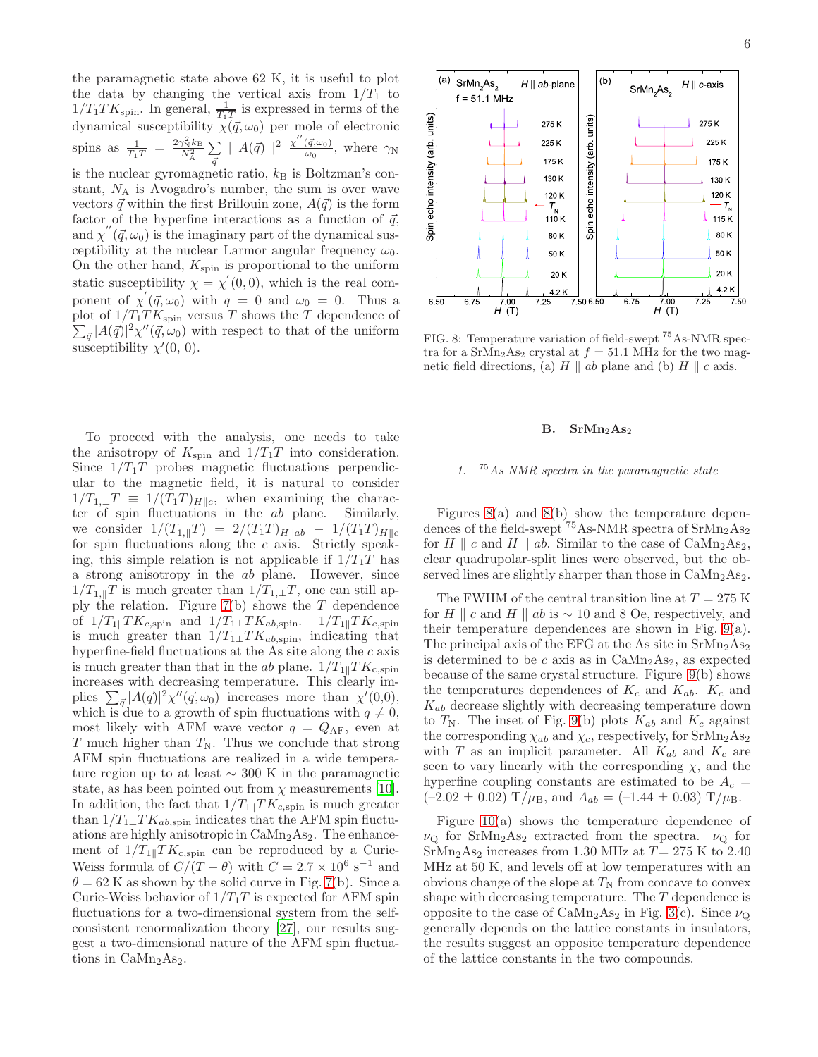the paramagnetic state above 62 K, it is useful to plot the data by changing the vertical axis from $1/T_1$ to $1/T_1TK_{\rm spin}$. In general, $\frac{1}{T_1T}$ is expressed in terms of the dynamical susceptibility $\chi(\vec{q},\omega_0)$ per mole of electronic spins as $\frac{1}{T_1T} = \frac{2\gamma_{\rm N}^2 k_{\rm B}}{N_{\rm A}^2}\sum_{\vec{q}} \mid A(\vec{q}) \mid^2 \frac{\chi^{''}(\vec{q},\omega_0)}{\omega_0}$, where $\gamma_{\rm N}$ is the nuclear gyromagnetic ratio, $k_{\rm B}$ is Boltzman's constant, $N_{\rm A}$ is Avogadro's number, the sum is over wave vectors $\vec{q}$ within the first Brillouin zone, $A(\vec{q})$ is the form factor of the hyperfine interactions as a function of $\vec{q}$, and $\chi^{''}(\vec{q},\omega_0)$ is the imaginary part of the dynamical susceptibility at the nuclear Larmor angular frequency $\omega_0$. On the other hand, $K_{\rm spin}$ is proportional to the uniform static susceptibility $\chi = \chi^{'}(0,0)$, which is the real component of $\chi^{'}(\vec{q},\omega_0)$ with $q = 0$ and $\omega_0 = 0$. Thus a plot of $1/T_1TK_{\rm spin}$ versus $T$ shows the $T$ dependence of $\sum_{\vec{q}}|A(\vec{q})|^2\chi''(\vec{q},\omega_0)$ with respect to that of the uniform susceptibility $\chi'(0,0)$.

To proceed with the analysis, one needs to take the anisotropy of $K_{\rm spin}$ and $1/T_1T$ into consideration. Since $1/T_1T$ probes magnetic fluctuations perpendicular to the magnetic field, it is natural to consider $1/T_{1,\perp}T \equiv 1/(T_1T)_{H\parallel c}$, when examining the character of spin fluctuations in the $ab$ plane. Similarly, we consider $1/(T_{1,\parallel}T) = 2/(T_1T)_{H\parallel ab} - 1/(T_1T)_{H\parallel c}$ for spin fluctuations along the $c$ axis. Strictly speaking, this simple relation is not applicable if $1/T_1T$ has a strong anisotropy in the $ab$ plane. However, since $1/T_{1,\parallel}T$ is much greater than $1/T_{1,\perp}T$, one can still apply the relation. Figure 7(b) shows the $T$ dependence of $1/T_{1\parallel}TK_{c,{\rm spin}}$ and $1/T_{1\perp}TK_{ab,{\rm spin}}$. $1/T_{1\parallel}TK_{c,{\rm spin}}$ is much greater than $1/T_{1\perp}TK_{ab,{\rm spin}}$, indicating that hyperfine-field fluctuations at the As site along the $c$ axis is much greater than that in the $ab$ plane. $1/T_{1\parallel}TK_{c,{\rm spin}}$ increases with decreasing temperature. This clearly implies $\sum_{\vec{q}}|A(\vec{q})|^2\chi''(\vec{q},\omega_0)$ increases more than $\chi'(0,0)$, which is due to a growth of spin fluctuations with $q \neq 0$, most likely with AFM wave vector $q = Q_{\rm AF}$, even at $T$ much higher than $T_{\rm N}$. Thus we conclude that strong AFM spin fluctuations are realized in a wide temperature region up to at least $\sim$ 300 K in the paramagnetic state, as has been pointed out from $\chi$ measurements [10]. In addition, the fact that $1/T_{1\parallel}TK_{c,{\rm spin}}$ is much greater than $1/T_{1\perp}TK_{ab,{\rm spin}}$ indicates that the AFM spin fluctuations are highly anisotropic in $CaMn_2As_2$. The enhancement of $1/T_{1\parallel}TK_{c,{\rm spin}}$ can be reproduced by a Curie-Weiss formula of $C/(T-\theta)$ with $C = 2.7\times10^6$ s$^{-1}$ and $\theta = 62$ K as shown by the solid curve in Fig. 7(b). Since a Curie-Weiss behavior of $1/T_1T$ is expected for AFM spin fluctuations for a two-dimensional system from the self-consistent renormalization theory [27], our results suggest a two-dimensional nature of the AFM spin fluctuations in $CaMn_2As_2$.

FIG. 8: Temperature variation of field-swept $^{75}$As-NMR spectra for a $SrMn_2As_2$ crystal at $f$ = 51.1 MHz for the two magnetic field directions, (a) $H \parallel ab$ plane and (b) $H \parallel c$ axis.

## B. $SrMn_2As_2$

### 1. $^{75}$As NMR spectra in the paramagnetic state

Figures 8(a) and 8(b) show the temperature dependences of the field-swept $^{75}$As-NMR spectra of $SrMn_2As_2$ for $H \parallel c$ and $H \parallel ab$. Similar to the case of $CaMn_2As_2$, clear quadrupolar-split lines were observed, but the observed lines are slightly sharper than those in $CaMn_2As_2$.

The FWHM of the central transition line at $T = 275$ K for $H \parallel c$ and $H \parallel ab$ is $\sim$ 10 and 8 Oe, respectively, and their temperature dependences are shown in Fig. 9(a). The principal axis of the EFG at the As site in $SrMn_2As_2$ is determined to be $c$ axis as in $CaMn_2As_2$, as expected because of the same crystal structure. Figure 9(b) shows the temperatures dependences of $K_c$ and $K_{ab}$. $K_c$ and $K_{ab}$ decrease slightly with decreasing temperature down to $T_{\rm N}$. The inset of Fig. 9(b) plots $K_{ab}$ and $K_c$ against the corresponding $\chi_{ab}$ and $\chi_c$, respectively, for $SrMn_2As_2$ with $T$ as an implicit parameter. All $K_{ab}$ and $K_c$ are seen to vary linearly with the corresponding $\chi$, and the hyperfine coupling constants are estimated to be $A_c$ = ($-$2.02 $\pm$ 0.02) T/$\mu_{\rm B}$, and $A_{ab}$ = ($-$1.44 $\pm$ 0.03) T/$\mu_{\rm B}$.

Figure 10(a) shows the temperature dependence of $\nu_{\rm Q}$ for $SrMn_2As_2$ extracted from the spectra. $\nu_{\rm Q}$ for $SrMn_2As_2$ increases from 1.30 MHz at $T$= 275 K to 2.40 MHz at 50 K, and levels off at low temperatures with an obvious change of the slope at $T_{\rm N}$ from concave to convex shape with decreasing temperature. The $T$ dependence is opposite to the case of $CaMn_2As_2$ in Fig. 3(c). Since $\nu_{\rm Q}$ generally depends on the lattice constants in insulators, the results suggest an opposite temperature dependence of the lattice constants in the two compounds.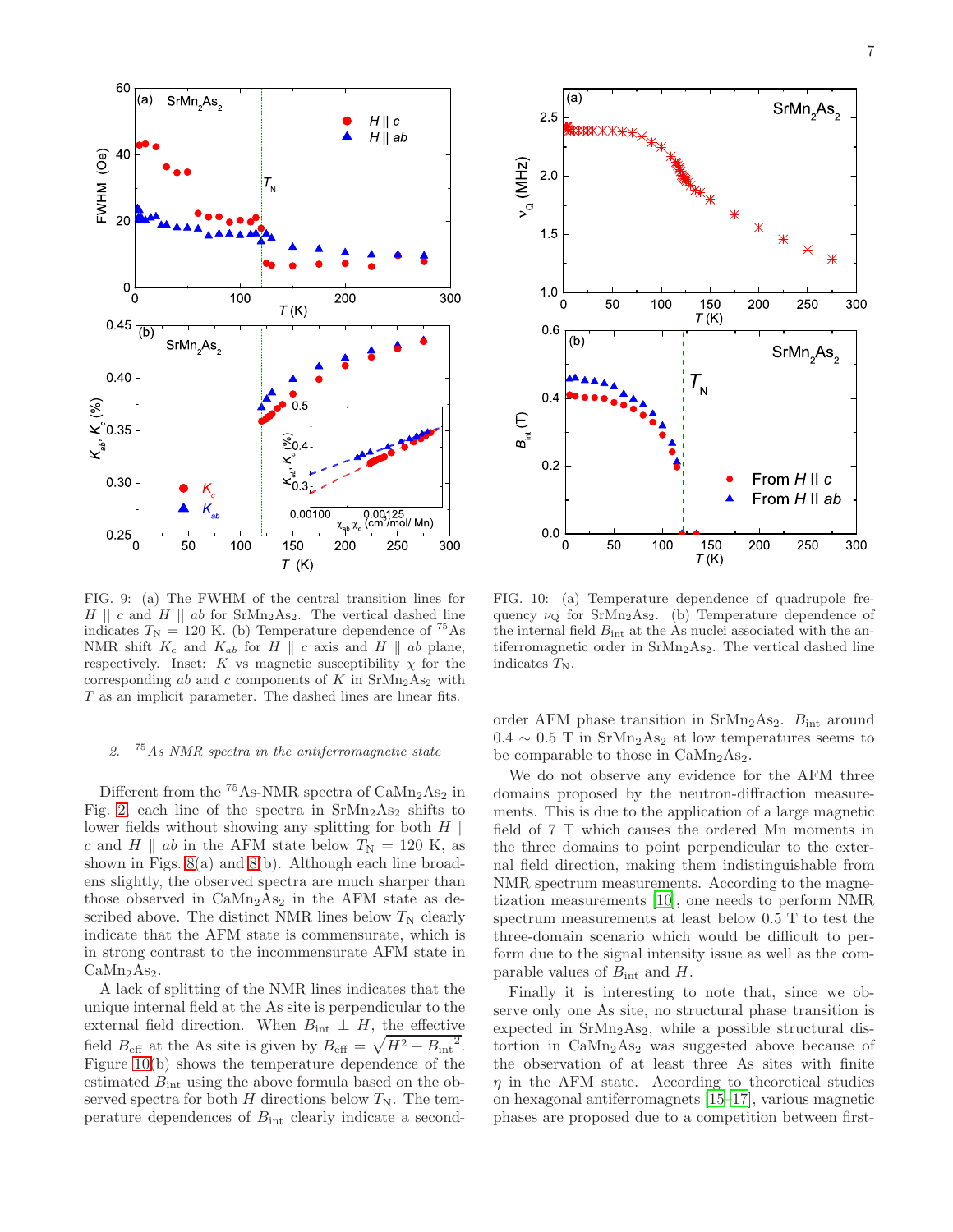FIG. 9: (a) The FWHM of the central transition lines for $H \parallel c$ and $H \parallel ab$ for $SrMn_2As_2$. The vertical dashed line indicates $T_N$ = 120 K. (b) Temperature dependence of $^{75}$As NMR shift $K_c$ and $K_{ab}$ for $H \parallel c$ axis and $H \parallel ab$ plane, respectively. Inset: $K$ vs magnetic susceptibility $\chi$ for the corresponding $ab$ and $c$ components of $K$ in $SrMn_2As_2$ with $T$ as an implicit parameter. The dashed lines are linear fits.

### 2. $^{75}$As NMR spectra in the antiferromagnetic state

Different from the $^{75}$As-NMR spectra of $CaMn_2As_2$ in Fig. 2, each line of the spectra in $SrMn_2As_2$ shifts to lower fields without showing any splitting for both $H \parallel c$ and $H \parallel ab$ in the AFM state below $T_N$ = 120 K, as shown in Figs. 8(a) and 8(b). Although each line broadens slightly, the observed spectra are much sharper than those observed in $CaMn_2As_2$ in the AFM state as described above. The distinct NMR lines below $T_N$ clearly indicate that the AFM state is commensurate, which is in strong contrast to the incommensurate AFM state in $CaMn_2As_2$.

A lack of splitting of the NMR lines indicates that the unique internal field at the As site is perpendicular to the external field direction. When $B_{\rm int} \perp H$, the effective field $B_{\rm eff}$ at the As site is given by $B_{\rm eff} = \sqrt{H^2 + {B_{\rm int}}^2}$. Figure 10(b) shows the temperature dependence of the estimated $B_{\rm int}$ using the above formula based on the observed spectra for both $H$ directions below $T_N$. The temperature dependences of $B_{\rm int}$ clearly indicate a second-order AFM phase transition in $SrMn_2As_2$. $B_{\rm int}$ around $0.4 \sim 0.5$ T in $SrMn_2As_2$ at low temperatures seems to be comparable to those in $CaMn_2As_2$.

FIG. 10: (a) Temperature dependence of quadrupole frequency $\nu_Q$ for $SrMn_2As_2$. (b) Temperature dependence of the internal field $B_{\rm int}$ at the As nuclei associated with the antiferromagnetic order in $SrMn_2As_2$. The vertical dashed line indicates $T_N$.

We do not observe any evidence for the AFM three domains proposed by the neutron-diffraction measurements. This is due to the application of a large magnetic field of 7 T which causes the ordered Mn moments in the three domains to point perpendicular to the external field direction, making them indistinguishable from NMR spectrum measurements. According to the magnetization measurements [10], one needs to perform NMR spectrum measurements at least below 0.5 T to test the three-domain scenario which would be difficult to perform due to the signal intensity issue as well as the comparable values of $B_{\rm int}$ and $H$.

Finally it is interesting to note that, since we observe only one As site, no structural phase transition is expected in $SrMn_2As_2$, while a possible structural distortion in $CaMn_2As_2$ was suggested above because of the observation of at least three As sites with finite $\eta$ in the AFM state. According to theoretical studies on hexagonal antiferromagnets [15–17], various magnetic phases are proposed due to a competition between first-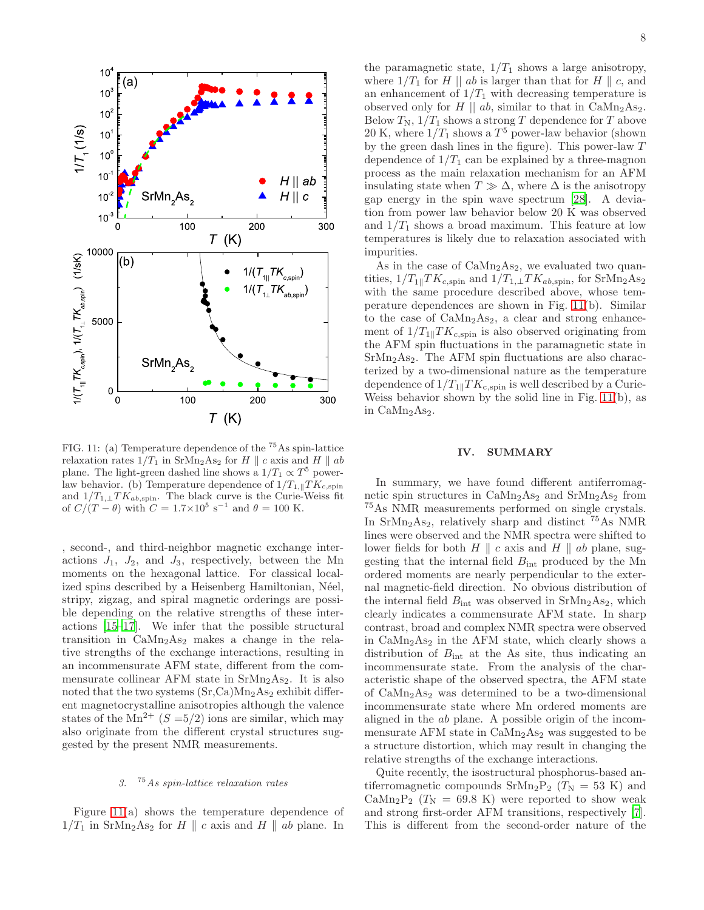FIG. 11: (a) Temperature dependence of the $^{75}$As spin-lattice relaxation rates $1/T_1$ in $SrMn_2As_2$ for $H \parallel c$ axis and $H \parallel ab$ plane. The light-green dashed line shows a $1/T_1 \propto T^5$ power-law behavior. (b) Temperature dependence of $1/T_{1,\parallel}TK_{c,\rm spin}$ and $1/T_{1,\perp}TK_{ab,\rm spin}$. The black curve is the Curie-Weiss fit of $C/(T-\theta)$ with $C = 1.7\times10^5$ s$^{-1}$ and $\theta = 100$ K.

, second-, and third-neighbor magnetic exchange interactions $J_1$, $J_2$, and $J_3$, respectively, between the Mn moments on the hexagonal lattice. For classical localized spins described by a Heisenberg Hamiltonian, Néel, stripy, zigzag, and spiral magnetic orderings are possible depending on the relative strengths of these interactions [15–17]. We infer that the possible structural transition in $CaMn_2As_2$ makes a change in the relative strengths of the exchange interactions, resulting in an incommensurate AFM state, different from the commensurate collinear AFM state in $SrMn_2As_2$. It is also noted that the two systems (Sr,Ca)$Mn_2As_2$ exhibit different magnetocrystalline anisotropies although the valence states of the $Mn^{2+}$ ($S = 5/2$) ions are similar, which may also originate from the different crystal structures suggested by the present NMR measurements.

### 3. $^{75}$As spin-lattice relaxation rates

Figure 11(a) shows the temperature dependence of $1/T_1$ in $SrMn_2As_2$ for $H \parallel c$ axis and $H \parallel ab$ plane. In the paramagnetic state, $1/T_1$ shows a large anisotropy, where $1/T_1$ for $H \parallel ab$ is larger than that for $H \parallel c$, and an enhancement of $1/T_1$ with decreasing temperature is observed only for $H \parallel ab$, similar to that in $CaMn_2As_2$. Below $T_N$, $1/T_1$ shows a strong $T$ dependence for $T$ above 20 K, where $1/T_1$ shows a $T^5$ power-law behavior (shown by the green dash lines in the figure). This power-law $T$ dependence of $1/T_1$ can be explained by a three-magnon process as the main relaxation mechanism for an AFM insulating state when $T \gg \Delta$, where $\Delta$ is the anisotropy gap energy in the spin wave spectrum [28]. A deviation from power law behavior below 20 K was observed and $1/T_1$ shows a broad maximum. This feature at low temperatures is likely due to relaxation associated with impurities.

As in the case of $CaMn_2As_2$, we evaluated two quantities, $1/T_{1\parallel}TK_{c,\rm spin}$ and $1/T_{1,\perp}TK_{ab,\rm spin}$, for $SrMn_2As_2$ with the same procedure described above, whose temperature dependences are shown in Fig. 11(b). Similar to the case of $CaMn_2As_2$, a clear and strong enhancement of $1/T_{1\parallel}TK_{c,\rm spin}$ is also observed originating from the AFM spin fluctuations in the paramagnetic state in $SrMn_2As_2$. The AFM spin fluctuations are also characterized by a two-dimensional nature as the temperature dependence of $1/T_{1\parallel}TK_{c,\rm spin}$ is well described by a Curie-Weiss behavior shown by the solid line in Fig. 11(b), as in $CaMn_2As_2$.

## IV. SUMMARY

In summary, we have found different antiferromagnetic spin structures in $CaMn_2As_2$ and $SrMn_2As_2$ from $^{75}$As NMR measurements performed on single crystals. In $SrMn_2As_2$, relatively sharp and distinct $^{75}$As NMR lines were observed and the NMR spectra were shifted to lower fields for both $H \parallel c$ axis and $H \parallel ab$ plane, suggesting that the internal field $B_{\rm int}$ produced by the Mn ordered moments are nearly perpendicular to the external magnetic-field direction. No obvious distribution of the internal field $B_{\rm int}$ was observed in $SrMn_2As_2$, which clearly indicates a commensurate AFM state. In sharp contrast, broad and complex NMR spectra were observed in $CaMn_2As_2$ in the AFM state, which clearly shows a distribution of $B_{\rm int}$ at the As site, thus indicating an incommensurate state. From the analysis of the characteristic shape of the observed spectra, the AFM state of $CaMn_2As_2$ was determined to be a two-dimensional incommensurate state where Mn ordered moments are aligned in the $ab$ plane. A possible origin of the incommensurate AFM state in $CaMn_2As_2$ was suggested to be a structure distortion, which may result in changing the relative strengths of the exchange interactions.

Quite recently, the isostructural phosphorus-based antiferromagnetic compounds $SrMn_2P_2$ ($T_N = 53$ K) and $CaMn_2P_2$ ($T_N = 69.8$ K) were reported to show weak and strong first-order AFM transitions, respectively [7]. This is different from the second-order nature of the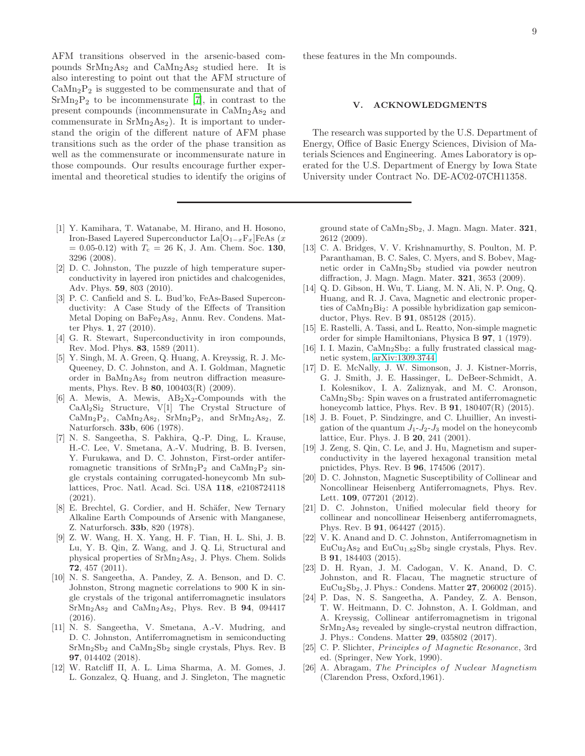AFM transitions observed in the arsenic-based compounds $SrMn_2As_2$ and $CaMn_2As_2$ studied here. It is also interesting to point out that the AFM structure of $CaMn_2P_2$ is suggested to be commensurate and that of $SrMn_2P_2$ to be incommensurate [7], in contrast to the present compounds (incommensurate in $CaMn_2As_2$ and commensurate in $SrMn_2As_2$). It is important to understand the origin of the different nature of AFM phase transitions such as the order of the phase transition as well as the commensurate or incommensurate nature in those compounds. Our results encourage further experimental and theoretical studies to identify the origins of these features in the Mn compounds.

## V. ACKNOWLEDGMENTS

The research was supported by the U.S. Department of Energy, Office of Basic Energy Sciences, Division of Materials Sciences and Engineering. Ames Laboratory is operated for the U.S. Department of Energy by Iowa State University under Contract No. DE-AC02-07CH11358.

---

[1] Y. Kamihara, T. Watanabe, M. Hirano, and H. Hosono, Iron-Based Layered Superconductor La[$O_{1-x}F_x$]FeAs ($x$ = 0.05-0.12) with $T_c$ = 26 K, J. Am. Chem. Soc. **130**, 3296 (2008).

[2] D. C. Johnston, The puzzle of high temperature superconductivity in layered iron pnictides and chalcogenides, Adv. Phys. **59**, 803 (2010).

[3] P. C. Canfield and S. L. Bud'ko, FeAs-Based Superconductivity: A Case Study of the Effects of Transition Metal Doping on $BaFe_2As_2$, Annu. Rev. Condens. Matter Phys. **1**, 27 (2010).

[4] G. R. Stewart, Superconductivity in iron compounds, Rev. Mod. Phys. **83**, 1589 (2011).

[5] Y. Singh, M. A. Green, Q. Huang, A. Kreyssig, R. J. McQueeney, D. C. Johnston, and A. I. Goldman, Magnetic order in $BaMn_2As_2$ from neutron diffraction measurements, Phys. Rev. B **80**, 100403(R) (2009).

[6] A. Mewis, A. Mewis, $AB_2X_2$-Compounds with the $CaAl_2Si_2$ Structure, V[1] The Crystal Structure of $CaMn_2P_2$, $CaMn_2As_2$, $SrMn_2P_2$, and $SrMn_2As_2$, Z. Naturforsch. **33b**, 606 (1978).

[7] N. S. Sangeetha, S. Pakhira, Q.-P. Ding, L. Krause, H.-C. Lee, V. Smetana, A.-V. Mudring, B. B. Iversen, Y. Furukawa, and D. C. Johnston, First-order antiferromagnetic transitions of $SrMn_2P_2$ and $CaMn_2P_2$ single crystals containing corrugated-honeycomb Mn sublattices, Proc. Natl. Acad. Sci. USA **118**, e2108724118 (2021).

[8] E. Brechtel, G. Cordier, and H. Schäfer, New Ternary Alkaline Earth Compounds of Arsenic with Manganese, Z. Naturforsch. **33b**, 820 (1978).

[9] Z. W. Wang, H. X. Yang, H. F. Tian, H. L. Shi, J. B. Lu, Y. B. Qin, Z. Wang, and J. Q. Li, Structural and physical properties of $SrMn_2As_2$, J. Phys. Chem. Solids **72**, 457 (2011).

[10] N. S. Sangeetha, A. Pandey, Z. A. Benson, and D. C. Johnston, Strong magnetic correlations to 900 K in single crystals of the trigonal antiferromagnetic insulators $SrMn_2As_2$ and $CaMn_2As_2$, Phys. Rev. B **94**, 094417 (2016).

[11] N. S. Sangeetha, V. Smetana, A.-V. Mudring, and D. C. Johnston, Antiferromagnetism in semiconducting $SrMn_2Sb_2$ and $CaMn_2Sb_2$ single crystals, Phys. Rev. B **97**, 014402 (2018).

[12] W. Ratcliff II, A. L. Lima Sharma, A. M. Gomes, J. L. Gonzalez, Q. Huang, and J. Singleton, The magnetic ground state of $CaMn_2Sb_2$, J. Magn. Magn. Mater. **321**, 2612 (2009).

[13] C. A. Bridges, V. V. Krishnamurthy, S. Poulton, M. P. Paranthaman, B. C. Sales, C. Myers, and S. Bobev, Magnetic order in $CaMn_2Sb_2$ studied via powder neutron diffraction, J. Magn. Magn. Mater. **321**, 3653 (2009).

[14] Q. D. Gibson, H. Wu, T. Liang, M. N. Ali, N. P. Ong, Q. Huang, and R. J. Cava, Magnetic and electronic properties of $CaMn_2Bi_2$: A possible hybridization gap semiconductor, Phys. Rev. B **91**, 085128 (2015).

[15] E. Rastelli, A. Tassi, and L. Reatto, Non-simple magnetic order for simple Hamiltonians, Physica B **97**, 1 (1979).

[16] I. I. Mazin, $CaMn_2Sb_2$: a fully frustrated classical magnetic system, arXiv:1309.3744.

[17] D. E. McNally, J. W. Simonson, J. J. Kistner-Morris, G. J. Smith, J. E. Hassinger, L. DeBeer-Schmidt, A. I. Kolesnikov, I. A. Zaliznyak, and M. C. Aronson, $CaMn_2Sb_2$: Spin waves on a frustrated antiferromagnetic honeycomb lattice, Phys. Rev. B **91**, 180407(R) (2015).

[18] J. B. Fouet, P. Sindzingre, and C. Lhuillier, An investigation of the quantum $J_1$-$J_2$-$J_3$ model on the honeycomb lattice, Eur. Phys. J. B **20**, 241 (2001).

[19] J. Zeng, S. Qin, C. Le, and J. Hu, Magnetism and superconductivity in the layered hexagonal transition metal pnictides, Phys. Rev. B **96**, 174506 (2017).

[20] D. C. Johnston, Magnetic Susceptibility of Collinear and Noncollinear Heisenberg Antiferromagnets, Phys. Rev. Lett. **109**, 077201 (2012).

[21] D. C. Johnston, Unified molecular field theory for collinear and noncollinear Heisenberg antiferromagnets, Phys. Rev. B **91**, 064427 (2015).

[22] V. K. Anand and D. C. Johnston, Antiferromagnetism in $EuCu_2As_2$ and $EuCu_{1.82}Sb_2$ single crystals, Phys. Rev. B **91**, 184403 (2015).

[23] D. H. Ryan, J. M. Cadogan, V. K. Anand, D. C. Johnston, and R. Flacau, The magnetic structure of $EuCu_2Sb_2$, J. Phys.: Condens. Matter **27**, 206002 (2015).

[24] P. Das, N. S. Sangeetha, A. Pandey, Z. A. Benson, T. W. Heitmann, D. C. Johnston, A. I. Goldman, and A. Kreyssig, Collinear antiferromagnetism in trigonal $SrMn_2As_2$ revealed by single-crystal neutron diffraction, J. Phys.: Condens. Matter **29**, 035802 (2017).

[25] C. P. Slichter, *Principles of Magnetic Resonance*, 3rd ed. (Springer, New York, 1990).

[26] A. Abragam, *The Principles of Nuclear Magnetism* (Clarendon Press, Oxford,1961).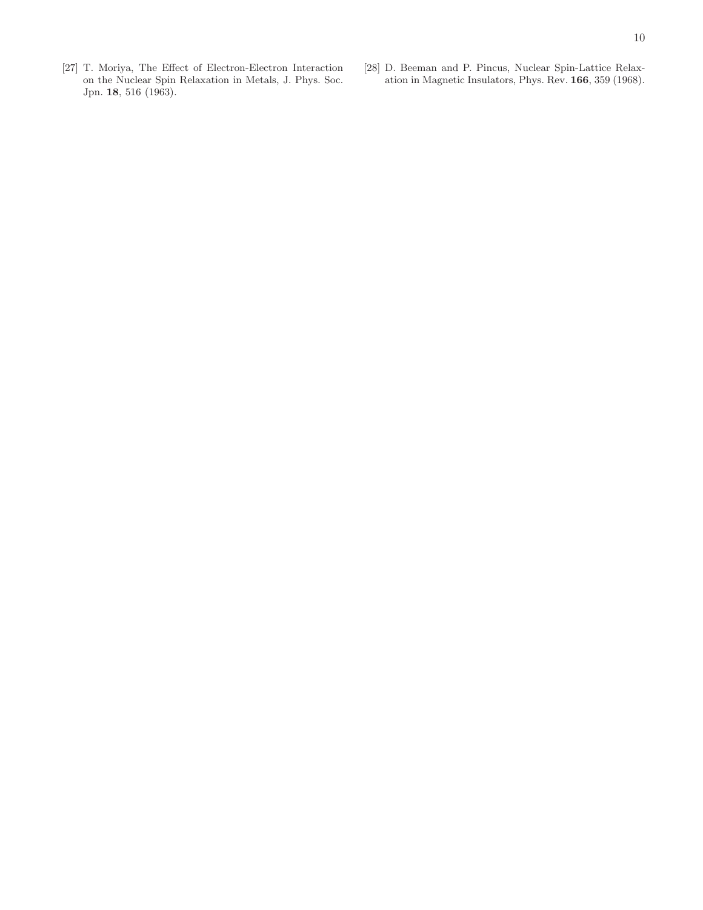[27] T. Moriya, The Effect of Electron-Electron Interaction on the Nuclear Spin Relaxation in Metals, J. Phys. Soc. Jpn. **18**, 516 (1963).

[28] D. Beeman and P. Pincus, Nuclear Spin-Lattice Relaxation in Magnetic Insulators, Phys. Rev. **166**, 359 (1968).